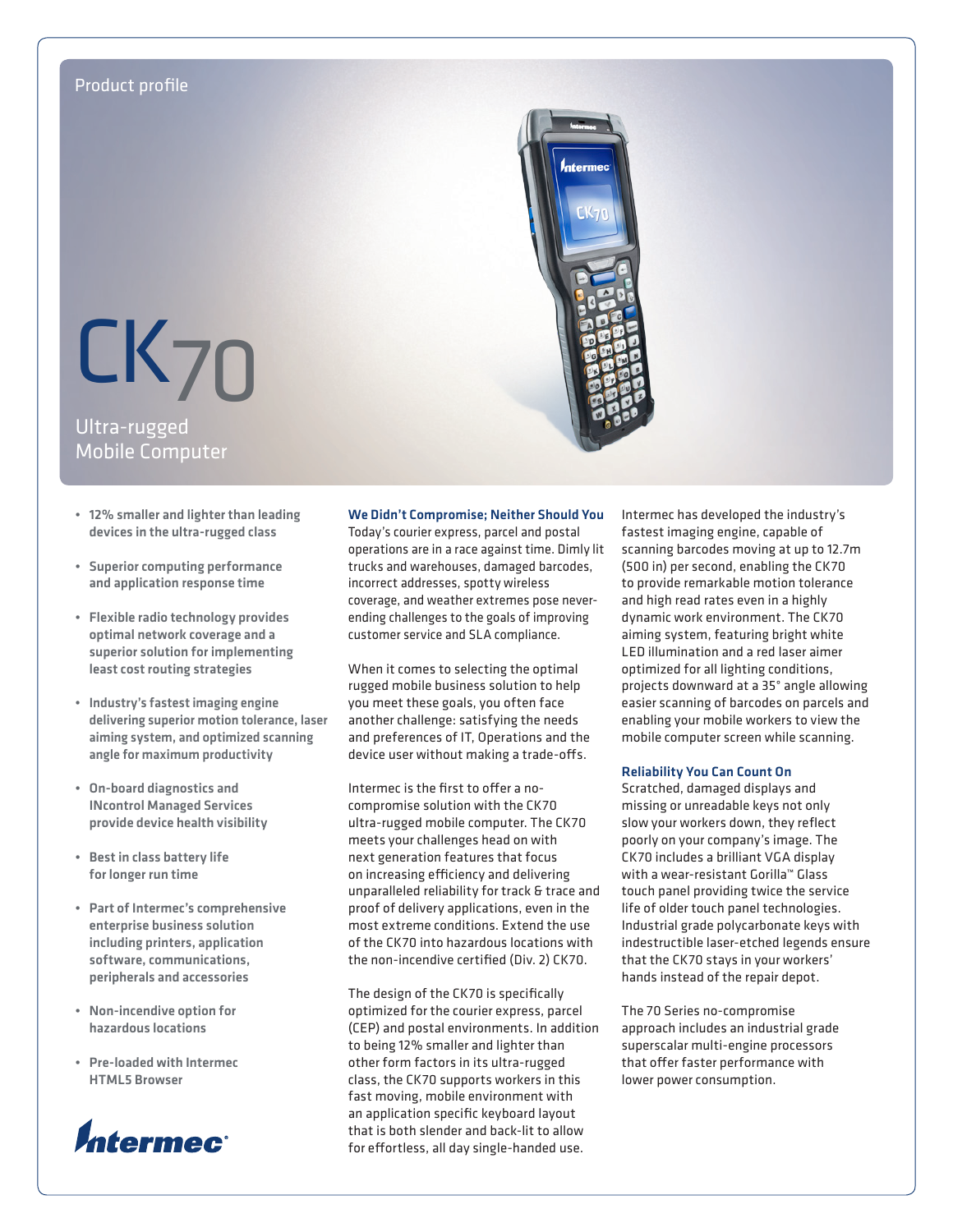Product profile

# CK70

Ultra-rugged
Mobile Computer

- **12% smaller and lighter than leading devices in the ultra-rugged class**
- **Superior computing performance and application response time**
- **Flexible radio technology provides optimal network coverage and a superior solution for implementing least cost routing strategies**
- **Industry's fastest imaging engine delivering superior motion tolerance, laser aiming system, and optimized scanning angle for maximum productivity**
- **On-board diagnostics and INcontrol Managed Services provide device health visibility**
- **Best in class battery life for longer run time**
- **Part of Intermec's comprehensive enterprise business solution including printers, application software, communications, peripherals and accessories**
- **Non-incendive option for hazardous locations**
- **Pre-loaded with Intermec HTML5 Browser**

Intermec

### We Didn't Compromise; Neither Should You

Today's courier express, parcel and postal operations are in a race against time. Dimly lit trucks and warehouses, damaged barcodes, incorrect addresses, spotty wireless coverage, and weather extremes pose never-ending challenges to the goals of improving customer service and SLA compliance.

When it comes to selecting the optimal rugged mobile business solution to help you meet these goals, you often face another challenge: satisfying the needs and preferences of IT, Operations and the device user without making a trade-offs.

Intermec is the first to offer a no-compromise solution with the CK70 ultra-rugged mobile computer. The CK70 meets your challenges head on with next generation features that focus on increasing efficiency and delivering unparalleled reliability for track & trace and proof of delivery applications, even in the most extreme conditions. Extend the use of the CK70 into hazardous locations with the non-incendive certified (Div. 2) CK70.

The design of the CK70 is specifically optimized for the courier express, parcel (CEP) and postal environments. In addition to being 12% smaller and lighter than other form factors in its ultra-rugged class, the CK70 supports workers in this fast moving, mobile environment with an application specific keyboard layout that is both slender and back-lit to allow for effortless, all day single-handed use.

Intermec has developed the industry's fastest imaging engine, capable of scanning barcodes moving at up to 12.7m (500 in) per second, enabling the CK70 to provide remarkable motion tolerance and high read rates even in a highly dynamic work environment. The CK70 aiming system, featuring bright white LED illumination and a red laser aimer optimized for all lighting conditions, projects downward at a 35° angle allowing easier scanning of barcodes on parcels and enabling your mobile workers to view the mobile computer screen while scanning.

### Reliability You Can Count On

Scratched, damaged displays and missing or unreadable keys not only slow your workers down, they reflect poorly on your company's image. The CK70 includes a brilliant VGA display with a wear-resistant Gorilla™ Glass touch panel providing twice the service life of older touch panel technologies. Industrial grade polycarbonate keys with indestructible laser-etched legends ensure that the CK70 stays in your workers' hands instead of the repair depot.

The 70 Series no-compromise approach includes an industrial grade superscalar multi-engine processors that offer faster performance with lower power consumption.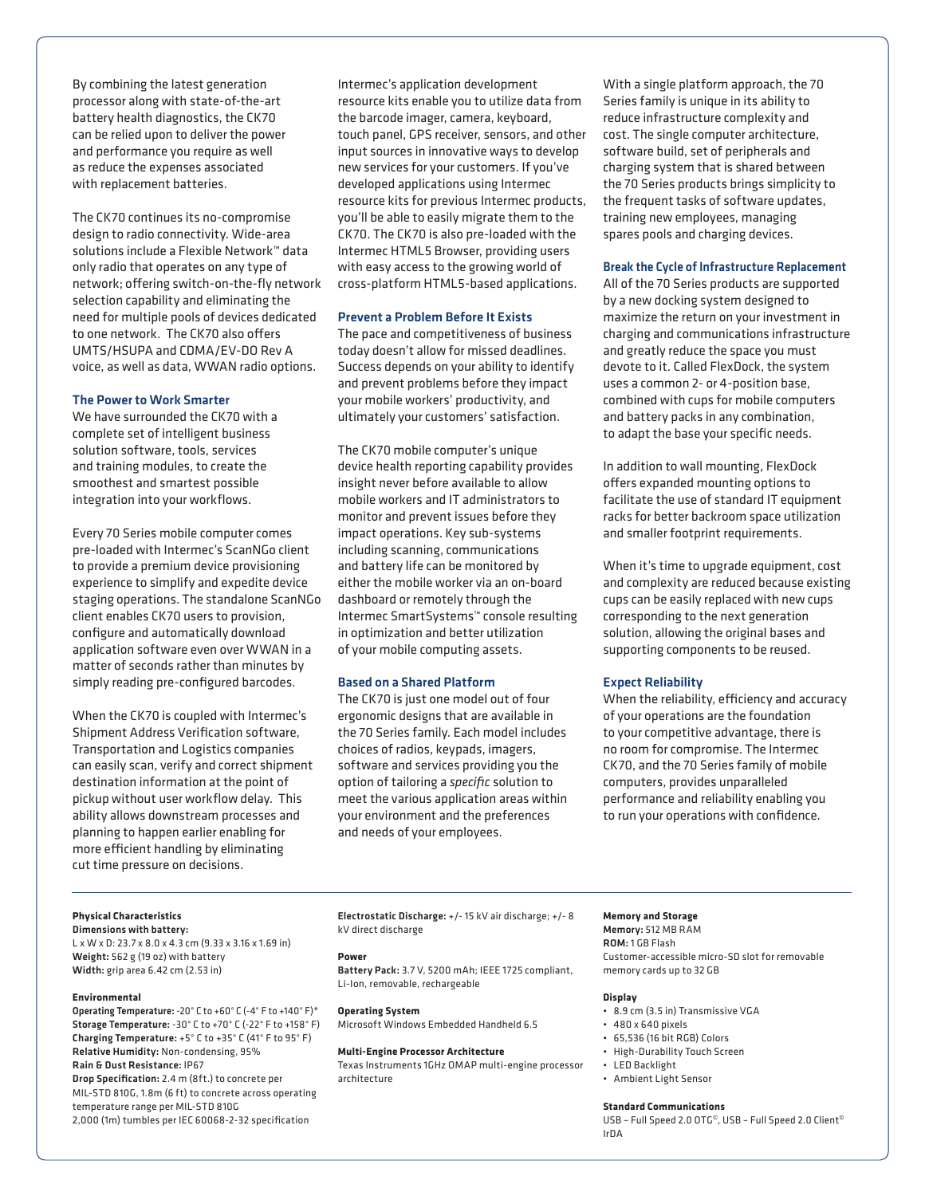By combining the latest generation processor along with state-of-the-art battery health diagnostics, the CK70 can be relied upon to deliver the power and performance you require as well as reduce the expenses associated with replacement batteries.

The CK70 continues its no-compromise design to radio connectivity. Wide-area solutions include a Flexible Network™ data only radio that operates on any type of network; offering switch-on-the-fly network selection capability and eliminating the need for multiple pools of devices dedicated to one network. The CK70 also offers UMTS/HSUPA and CDMA/EV-DO Rev A voice, as well as data, WWAN radio options.

### The Power to Work Smarter

We have surrounded the CK70 with a complete set of intelligent business solution software, tools, services and training modules, to create the smoothest and smartest possible integration into your workflows.

Every 70 Series mobile computer comes pre-loaded with Intermec's ScanNGo client to provide a premium device provisioning experience to simplify and expedite device staging operations. The standalone ScanNGo client enables CK70 users to provision, configure and automatically download application software even over WWAN in a matter of seconds rather than minutes by simply reading pre-configured barcodes.

When the CK70 is coupled with Intermec's Shipment Address Verification software, Transportation and Logistics companies can easily scan, verify and correct shipment destination information at the point of pickup without user workflow delay. This ability allows downstream processes and planning to happen earlier enabling for more efficient handling by eliminating cut time pressure on decisions.

Intermec's application development resource kits enable you to utilize data from the barcode imager, camera, keyboard, touch panel, GPS receiver, sensors, and other input sources in innovative ways to develop new services for your customers. If you've developed applications using Intermec resource kits for previous Intermec products, you'll be able to easily migrate them to the CK70. The CK70 is also pre-loaded with the Intermec HTML5 Browser, providing users with easy access to the growing world of cross-platform HTML5-based applications.

### Prevent a Problem Before It Exists

The pace and competitiveness of business today doesn't allow for missed deadlines. Success depends on your ability to identify and prevent problems before they impact your mobile workers' productivity, and ultimately your customers' satisfaction.

The CK70 mobile computer's unique device health reporting capability provides insight never before available to allow mobile workers and IT administrators to monitor and prevent issues before they impact operations. Key sub-systems including scanning, communications and battery life can be monitored by either the mobile worker via an on-board dashboard or remotely through the Intermec SmartSystems™ console resulting in optimization and better utilization of your mobile computing assets.

### Based on a Shared Platform

The CK70 is just one model out of four ergonomic designs that are available in the 70 Series family. Each model includes choices of radios, keypads, imagers, software and services providing you the option of tailoring a *specific* solution to meet the various application areas within your environment and the preferences and needs of your employees.

With a single platform approach, the 70 Series family is unique in its ability to reduce infrastructure complexity and cost. The single computer architecture, software build, set of peripherals and charging system that is shared between the 70 Series products brings simplicity to the frequent tasks of software updates, training new employees, managing spares pools and charging devices.

### Break the Cycle of Infrastructure Replacement

All of the 70 Series products are supported by a new docking system designed to maximize the return on your investment in charging and communications infrastructure and greatly reduce the space you must devote to it. Called FlexDock, the system uses a common 2- or 4-position base, combined with cups for mobile computers and battery packs in any combination, to adapt the base your specific needs.

In addition to wall mounting, FlexDock offers expanded mounting options to facilitate the use of standard IT equipment racks for better backroom space utilization and smaller footprint requirements.

When it's time to upgrade equipment, cost and complexity are reduced because existing cups can be easily replaced with new cups corresponding to the next generation solution, allowing the original bases and supporting components to be reused.

### Expect Reliability

When the reliability, efficiency and accuracy of your operations are the foundation to your competitive advantage, there is no room for compromise. The Intermec CK70, and the 70 Series family of mobile computers, provides unparalleled performance and reliability enabling you to run your operations with confidence.

---

**Physical Characteristics**
**Dimensions with battery:**
L x W x D: 23.7 x 8.0 x 4.3 cm (9.33 x 3.16 x 1.69 in)
**Weight:** 562 g (19 oz) with battery
**Width:** grip area 6.42 cm (2.53 in)

**Environmental**
**Operating Temperature:** -20° C to +60° C (-4° F to +140° F)*
**Storage Temperature:** -30° C to +70° C (-22° F to +158° F)
**Charging Temperature:** +5° C to +35° C (41° F to 95° F)
**Relative Humidity:** Non-condensing, 95%
**Rain & Dust Resistance:** IP67
**Drop Specification:** 2.4 m (8ft.) to concrete per MIL-STD 810G, 1.8m (6 ft) to concrete across operating temperature range per MIL-STD 810G
2,000 (1m) tumbles per IEC 60068-2-32 specification

**Electrostatic Discharge:** +/- 15 kV air discharge; +/- 8 kV direct discharge

**Power**
**Battery Pack:** 3.7 V, 5200 mAh; IEEE 1725 compliant, Li-Ion, removable, rechargeable

**Operating System**
Microsoft Windows Embedded Handheld 6.5

**Multi-Engine Processor Architecture**
Texas Instruments 1GHz OMAP multi-engine processor architecture

**Memory and Storage**
**Memory:** 512 MB RAM
**ROM:** 1 GB Flash
Customer-accessible micro-SD slot for removable memory cards up to 32 GB

**Display**
- 8.9 cm (3.5 in) Transmissive VGA
- 480 x 640 pixels
- 65,536 (16 bit RGB) Colors
- High-Durability Touch Screen
- LED Backlight
- Ambient Light Sensor

**Standard Communications**
USB – Full Speed 2.0 OTG©, USB – Full Speed 2.0 Client©
IrDA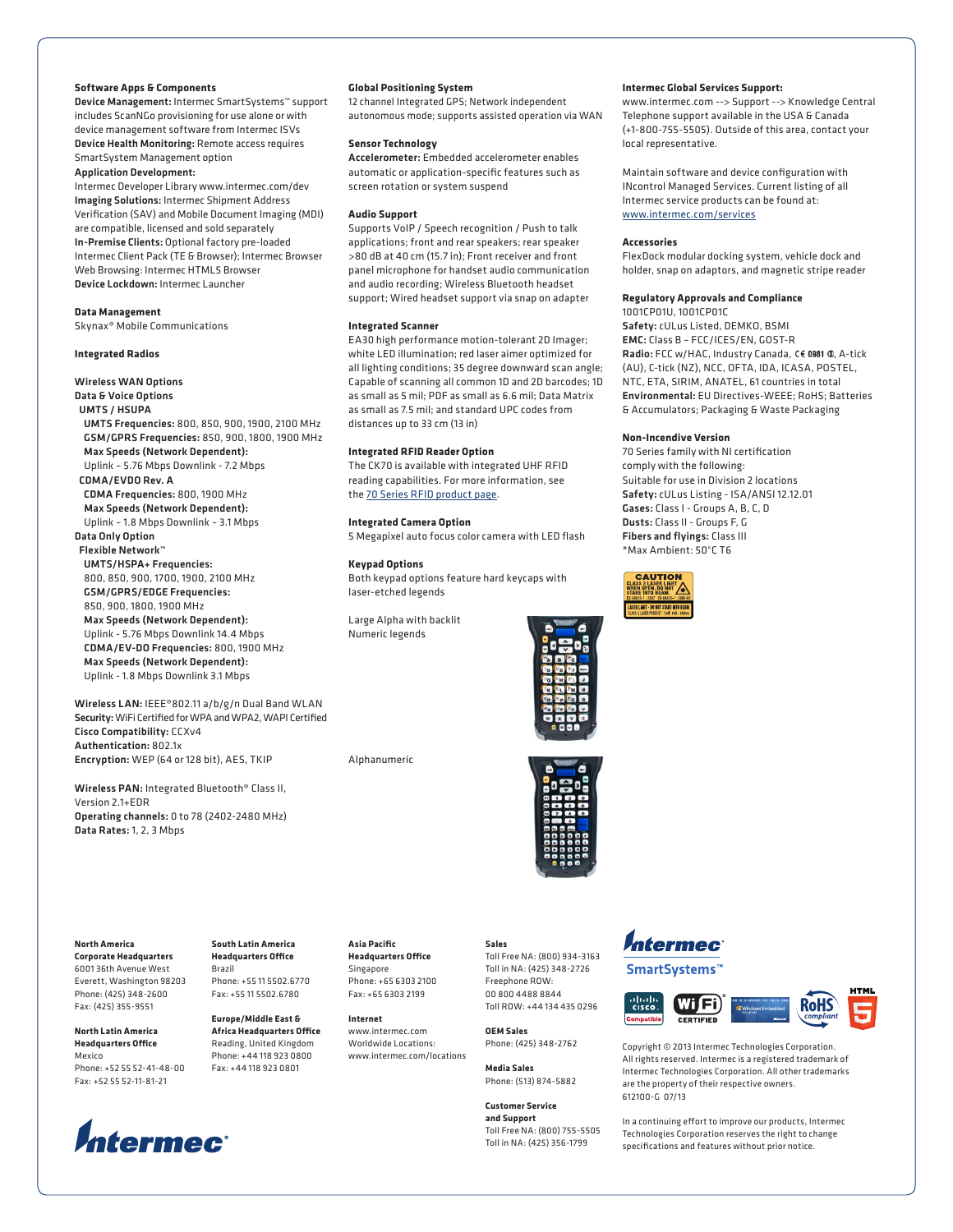### Software Apps & Components

**Device Management:** Intermec SmartSystems™ support includes ScanNGo provisioning for use alone or with device management software from Intermec ISVs
**Device Health Monitoring:** Remote access requires SmartSystem Management option
**Application Development:**
Intermec Developer Library www.intermec.com/dev
**Imaging Solutions:** Intermec Shipment Address Verification (SAV) and Mobile Document Imaging (MDI) are compatible, licensed and sold separately
**In-Premise Clients:** Optional factory pre-loaded Intermec Client Pack (TE & Browser); Intermec Browser Web Browsing: Intermec HTML5 Browser
**Device Lockdown:** Intermec Launcher

### Data Management

Skynax® Mobile Communications

### Integrated Radios

**Wireless WAN Options**
**Data & Voice Options**
**UMTS / HSUPA**
**UMTS Frequencies:** 800, 850, 900, 1900, 2100 MHz
**GSM/GPRS Frequencies:** 850, 900, 1800, 1900 MHz
**Max Speeds (Network Dependent):**
Uplink – 5.76 Mbps Downlink - 7.2 Mbps
**CDMA/EVDO Rev. A**
**CDMA Frequencies:** 800, 1900 MHz
**Max Speeds (Network Dependent):**
Uplink – 1.8 Mbps Downlink – 3.1 Mbps
**Data Only Option**
**Flexible Network™**
**UMTS/HSPA+ Frequencies:**
800, 850, 900, 1700, 1900, 2100 MHz
**GSM/GPRS/EDGE Frequencies:**
850, 900, 1800, 1900 MHz
**Max Speeds (Network Dependent):**
Uplink - 5.76 Mbps Downlink 14.4 Mbps
**CDMA/EV-DO Frequencies:** 800, 1900 MHz
**Max Speeds (Network Dependent):**
Uplink - 1.8 Mbps Downlink 3.1 Mbps

**Wireless LAN:** IEEE®802.11 a/b/g/n Dual Band WLAN
**Security:** WiFi Certified for WPA and WPA2, WAPI Certified
**Cisco Compatibility:** CCXv4
**Authentication:** 802.1x
**Encryption:** WEP (64 or 128 bit), AES, TKIP

**Wireless PAN:** Integrated Bluetooth® Class II, Version 2.1+EDR
**Operating channels:** 0 to 78 (2402-2480 MHz)
**Data Rates:** 1, 2, 3 Mbps

### Global Positioning System

12 channel Integrated GPS; Network independent autonomous mode; supports assisted operation via WAN

### Sensor Technology

**Accelerometer:** Embedded accelerometer enables automatic or application-specific features such as screen rotation or system suspend

### Audio Support

Supports VoIP / Speech recognition / Push to talk applications; front and rear speakers; rear speaker >80 dB at 40 cm (15.7 in); Front receiver and front panel microphone for handset audio communication and audio recording; Wireless Bluetooth headset support; Wired headset support via snap on adapter

### Integrated Scanner

EA30 high performance motion-tolerant 2D Imager; white LED illumination; red laser aimer optimized for all lighting conditions; 35 degree downward scan angle; Capable of scanning all common 1D and 2D barcodes; 1D as small as 5 mil; PDF as small as 6.6 mil; Data Matrix as small as 7.5 mil; and standard UPC codes from distances up to 33 cm (13 in)

### Integrated RFID Reader Option

The CK70 is available with integrated UHF RFID reading capabilities. For more information, see the 70 Series RFID product page.

### Integrated Camera Option

5 Megapixel auto focus color camera with LED flash

### Keypad Options

Both keypad options feature hard keycaps with laser-etched legends

Large Alpha with backlit
Numeric legends

Alphanumeric

### Intermec Global Services Support:

www.intermec.com --> Support --> Knowledge Central
Telephone support available in the USA & Canada (+1-800-755-5505). Outside of this area, contact your local representative.

Maintain software and device configuration with INcontrol Managed Services. Current listing of all Intermec service products can be found at: www.intermec.com/services

### Accessories

FlexDock modular docking system, vehicle dock and holder, snap on adaptors, and magnetic stripe reader

### Regulatory Approvals and Compliance

1001CP01U, 1001CP01C
**Safety:** cULus Listed, DEMKO, BSMI
**EMC:** Class B – FCC/ICES/EN, GOST-R
**Radio:** FCC w/HAC, Industry Canada, CE 0981 ⓘ, A-tick (AU), C-tick (NZ), NCC, OFTA, IDA, ICASA, POSTEL, NTC, ETA, SIRIM, ANATEL, 61 countries in total
**Environmental:** EU Directives-WEEE; RoHS; Batteries & Accumulators; Packaging & Waste Packaging

### Non-Incendive Version

70 Series family with NI certification comply with the following:
Suitable for use in Division 2 locations
**Safety:** cULus Listing - ISA/ANSI 12.12.01
**Gases:** Class I - Groups A, B, C, D
**Dusts:** Class II - Groups F, G
**Fibers and flyings:** Class III
*Max Ambient: 50°C T6

CAUTION
CLASS 2 LASER LIGHT WHEN OPEN. DO NOT STARE INTO BEAM.
LASER LIGHT - DO NOT STARE INTO BEAM CLASS 2 LASER PRODUCT

**North America**
**Corporate Headquarters**
6001 36th Avenue West
Everett, Washington 98203
Phone: (425) 348-2600
Fax: (425) 355-9551

**North Latin America**
**Headquarters Office**
Mexico
Phone: +52 55 52-41-48-00
Fax: +52 55 52-11-81-21

**South Latin America**
**Headquarters Office**
Brazil
Phone: +55 11 5502.6770
Fax: +55 11 5502.6780

**Europe/Middle East & Africa Headquarters Office**
Reading, United Kingdom
Phone: +44 118 923 0800
Fax: +44 118 923 0801

**Asia Pacific**
**Headquarters Office**
Singapore
Phone: +65 6303 2100
Fax: +65 6303 2199

**Internet**
www.intermec.com
Worldwide Locations:
www.intermec.com/locations

**Sales**
Toll Free NA: (800) 934-3163
Toll in NA: (425) 348-2726
Freephone ROW:
00 800 4488 8844
Toll ROW: +44 134 435 0296

**OEM Sales**
Phone: (425) 348-2762

**Media Sales**
Phone: (513) 874-5882

**Customer Service and Support**
Toll Free NA: (800) 755-5505
Toll in NA: (425) 356-1799

Intermec

Intermec SmartSystems™

Copyright © 2013 Intermec Technologies Corporation. All rights reserved. Intermec is a registered trademark of Intermec Technologies Corporation. All other trademarks are the property of their respective owners.
612100-G 07/13

In a continuing effort to improve our products, Intermec Technologies Corporation reserves the right to change specifications and features without prior notice.